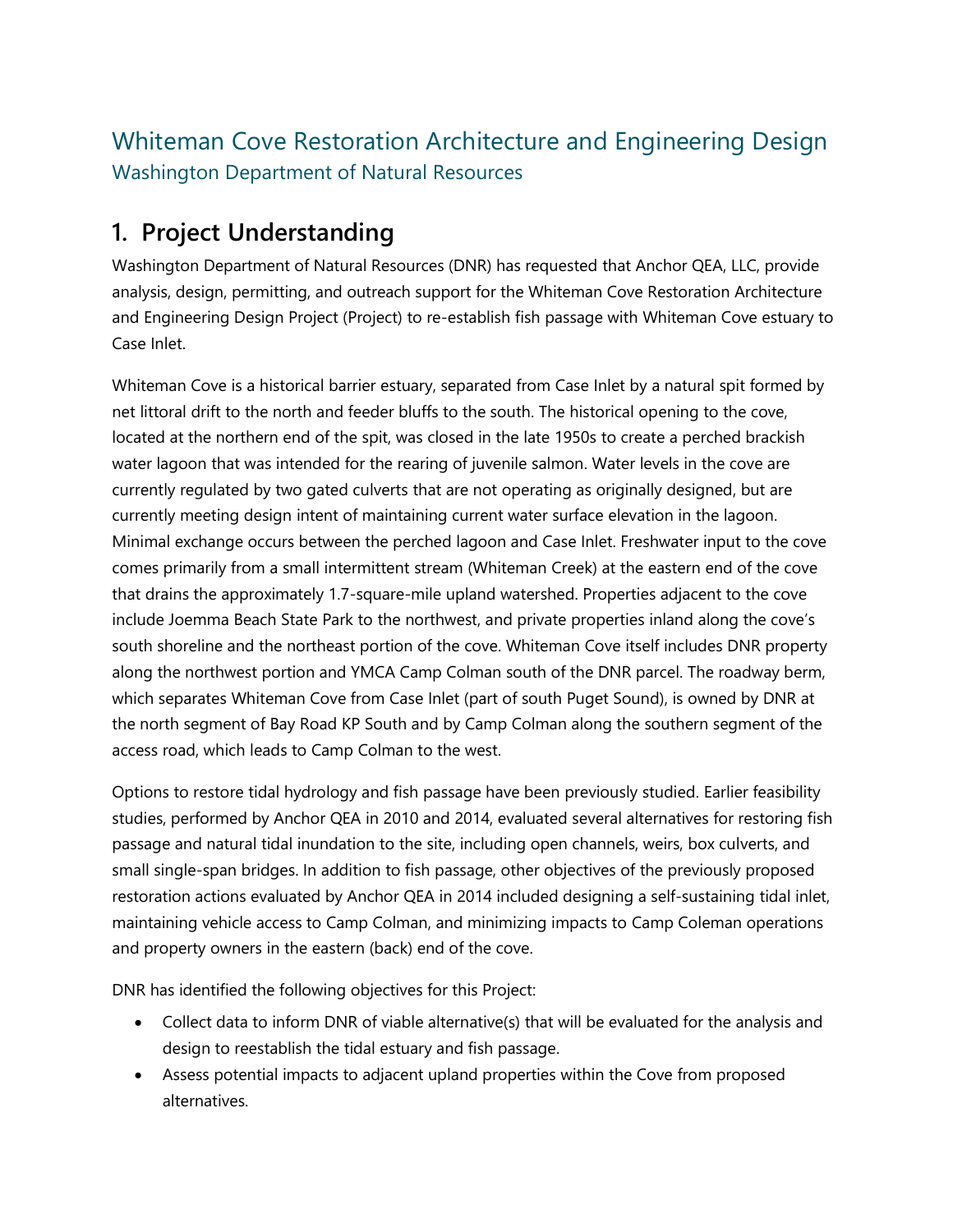# Whiteman Cove Restoration Architecture and Engineering Design

Washington Department of Natural Resources

## 1. Project Understanding

Washington Department of Natural Resources (DNR) has requested that Anchor QEA, LLC, provide analysis, design, permitting, and outreach support for the Whiteman Cove Restoration Architecture and Engineering Design Project (Project) to re-establish fish passage with Whiteman Cove estuary to Case Inlet.

Whiteman Cove is a historical barrier estuary, separated from Case Inlet by a natural spit formed by net littoral drift to the north and feeder bluffs to the south. The historical opening to the cove, located at the northern end of the spit, was closed in the late 1950s to create a perched brackish water lagoon that was intended for the rearing of juvenile salmon. Water levels in the cove are currently regulated by two gated culverts that are not operating as originally designed, but are currently meeting design intent of maintaining current water surface elevation in the lagoon. Minimal exchange occurs between the perched lagoon and Case Inlet. Freshwater input to the cove comes primarily from a small intermittent stream (Whiteman Creek) at the eastern end of the cove that drains the approximately 1.7-square-mile upland watershed. Properties adjacent to the cove include Joemma Beach State Park to the northwest, and private properties inland along the cove's south shoreline and the northeast portion of the cove. Whiteman Cove itself includes DNR property along the northwest portion and YMCA Camp Colman south of the DNR parcel. The roadway berm, which separates Whiteman Cove from Case Inlet (part of south Puget Sound), is owned by DNR at the north segment of Bay Road KP South and by Camp Colman along the southern segment of the access road, which leads to Camp Colman to the west.

Options to restore tidal hydrology and fish passage have been previously studied. Earlier feasibility studies, performed by Anchor QEA in 2010 and 2014, evaluated several alternatives for restoring fish passage and natural tidal inundation to the site, including open channels, weirs, box culverts, and small single-span bridges. In addition to fish passage, other objectives of the previously proposed restoration actions evaluated by Anchor QEA in 2014 included designing a self-sustaining tidal inlet, maintaining vehicle access to Camp Colman, and minimizing impacts to Camp Coleman operations and property owners in the eastern (back) end of the cove.

DNR has identified the following objectives for this Project:

- Collect data to inform DNR of viable alternative(s) that will be evaluated for the analysis and design to reestablish the tidal estuary and fish passage.
- Assess potential impacts to adjacent upland properties within the Cove from proposed alternatives.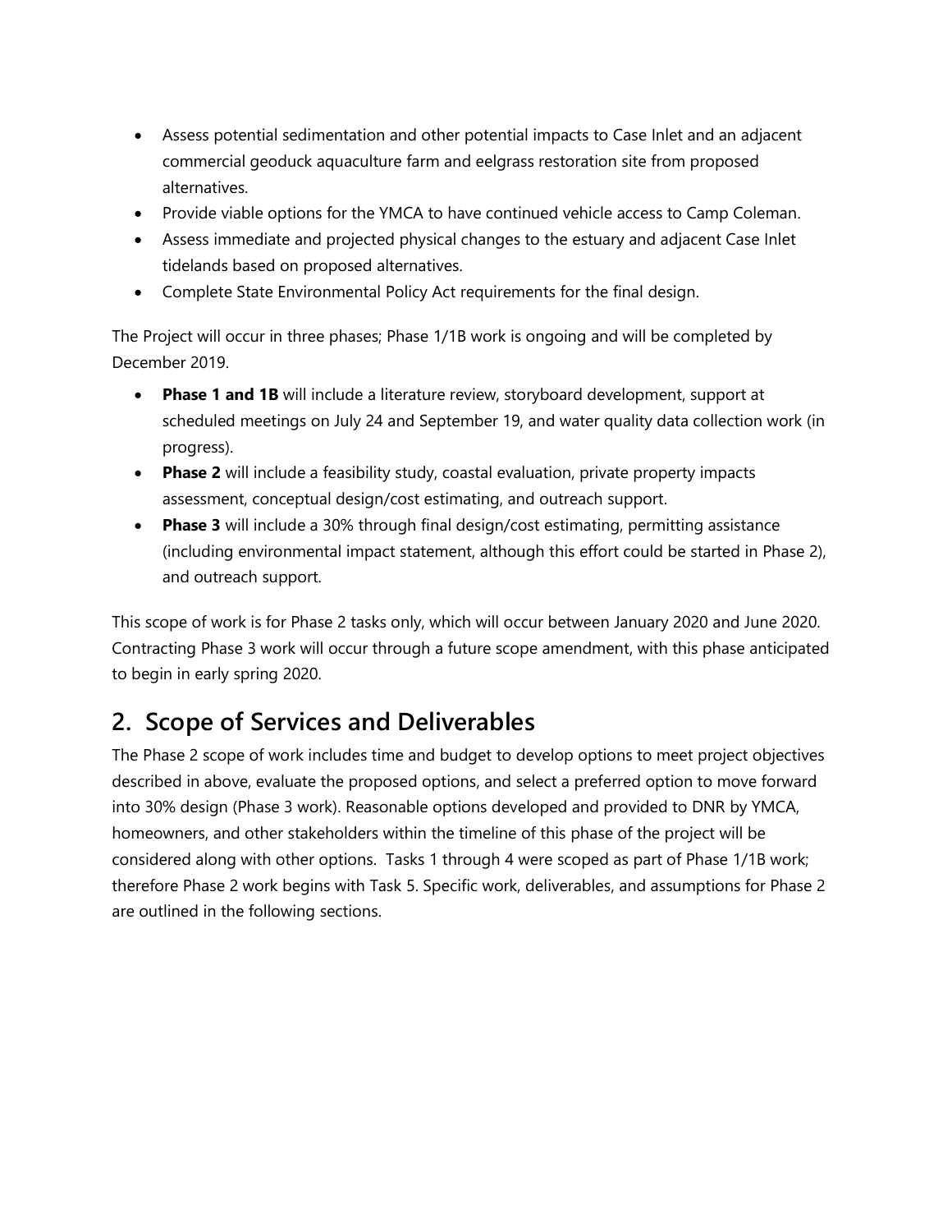- Assess potential sedimentation and other potential impacts to Case Inlet and an adjacent commercial geoduck aquaculture farm and eelgrass restoration site from proposed alternatives.
- Provide viable options for the YMCA to have continued vehicle access to Camp Coleman.
- Assess immediate and projected physical changes to the estuary and adjacent Case Inlet tidelands based on proposed alternatives.
- Complete State Environmental Policy Act requirements for the final design.

The Project will occur in three phases; Phase 1/1B work is ongoing and will be completed by December 2019.

- **Phase 1 and 1B** will include a literature review, storyboard development, support at scheduled meetings on July 24 and September 19, and water quality data collection work (in progress).
- **Phase 2** will include a feasibility study, coastal evaluation, private property impacts assessment, conceptual design/cost estimating, and outreach support.
- **Phase 3** will include a 30% through final design/cost estimating, permitting assistance (including environmental impact statement, although this effort could be started in Phase 2), and outreach support.

This scope of work is for Phase 2 tasks only, which will occur between January 2020 and June 2020. Contracting Phase 3 work will occur through a future scope amendment, with this phase anticipated to begin in early spring 2020.

## 2. Scope of Services and Deliverables

The Phase 2 scope of work includes time and budget to develop options to meet project objectives described in above, evaluate the proposed options, and select a preferred option to move forward into 30% design (Phase 3 work). Reasonable options developed and provided to DNR by YMCA, homeowners, and other stakeholders within the timeline of this phase of the project will be considered along with other options. Tasks 1 through 4 were scoped as part of Phase 1/1B work; therefore Phase 2 work begins with Task 5. Specific work, deliverables, and assumptions for Phase 2 are outlined in the following sections.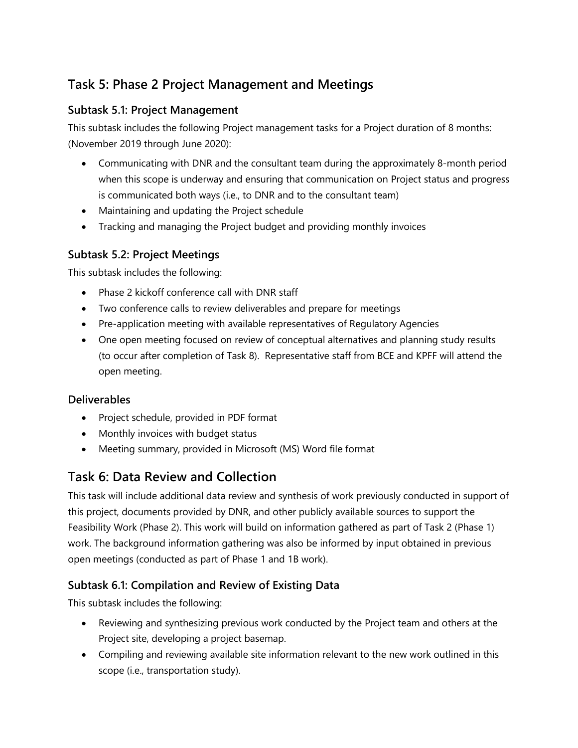## Task 5: Phase 2 Project Management and Meetings

### Subtask 5.1: Project Management

This subtask includes the following Project management tasks for a Project duration of 8 months: (November 2019 through June 2020):

- Communicating with DNR and the consultant team during the approximately 8-month period when this scope is underway and ensuring that communication on Project status and progress is communicated both ways (i.e., to DNR and to the consultant team)
- Maintaining and updating the Project schedule
- Tracking and managing the Project budget and providing monthly invoices

### Subtask 5.2: Project Meetings

This subtask includes the following:

- Phase 2 kickoff conference call with DNR staff
- Two conference calls to review deliverables and prepare for meetings
- Pre-application meeting with available representatives of Regulatory Agencies
- One open meeting focused on review of conceptual alternatives and planning study results (to occur after completion of Task 8). Representative staff from BCE and KPFF will attend the open meeting.

### Deliverables

- Project schedule, provided in PDF format
- Monthly invoices with budget status
- Meeting summary, provided in Microsoft (MS) Word file format

## Task 6: Data Review and Collection

This task will include additional data review and synthesis of work previously conducted in support of this project, documents provided by DNR, and other publicly available sources to support the Feasibility Work (Phase 2). This work will build on information gathered as part of Task 2 (Phase 1) work. The background information gathering was also be informed by input obtained in previous open meetings (conducted as part of Phase 1 and 1B work).

### Subtask 6.1: Compilation and Review of Existing Data

This subtask includes the following:

- Reviewing and synthesizing previous work conducted by the Project team and others at the Project site, developing a project basemap.
- Compiling and reviewing available site information relevant to the new work outlined in this scope (i.e., transportation study).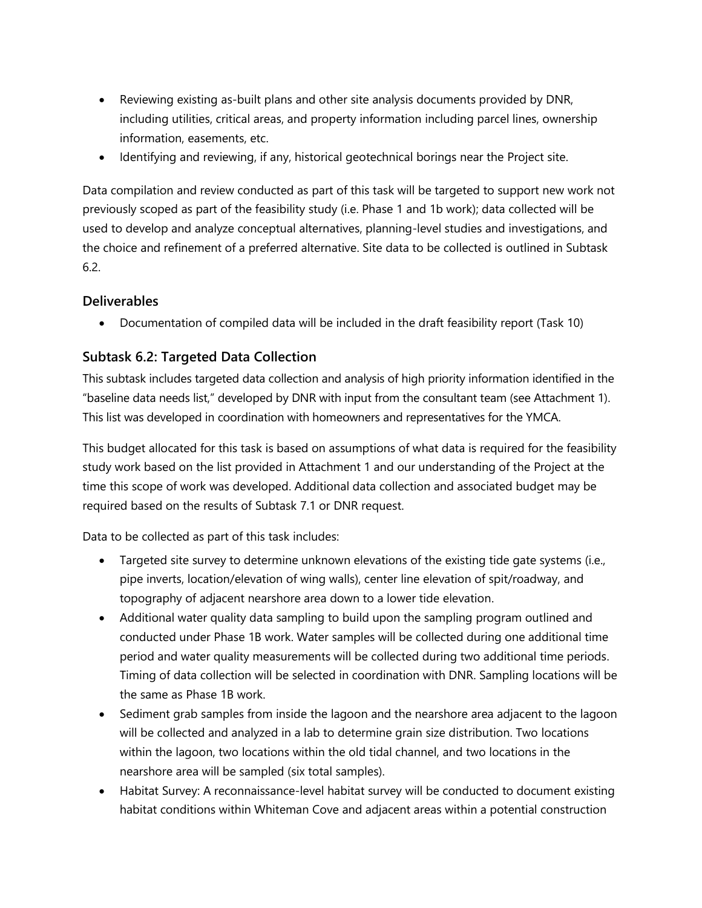- Reviewing existing as-built plans and other site analysis documents provided by DNR, including utilities, critical areas, and property information including parcel lines, ownership information, easements, etc.
- Identifying and reviewing, if any, historical geotechnical borings near the Project site.

Data compilation and review conducted as part of this task will be targeted to support new work not previously scoped as part of the feasibility study (i.e. Phase 1 and 1b work); data collected will be used to develop and analyze conceptual alternatives, planning-level studies and investigations, and the choice and refinement of a preferred alternative. Site data to be collected is outlined in Subtask 6.2.

### Deliverables

- Documentation of compiled data will be included in the draft feasibility report (Task 10)

### Subtask 6.2: Targeted Data Collection

This subtask includes targeted data collection and analysis of high priority information identified in the "baseline data needs list," developed by DNR with input from the consultant team (see Attachment 1). This list was developed in coordination with homeowners and representatives for the YMCA.

This budget allocated for this task is based on assumptions of what data is required for the feasibility study work based on the list provided in Attachment 1 and our understanding of the Project at the time this scope of work was developed. Additional data collection and associated budget may be required based on the results of Subtask 7.1 or DNR request.

Data to be collected as part of this task includes:

- Targeted site survey to determine unknown elevations of the existing tide gate systems (i.e., pipe inverts, location/elevation of wing walls), center line elevation of spit/roadway, and topography of adjacent nearshore area down to a lower tide elevation.
- Additional water quality data sampling to build upon the sampling program outlined and conducted under Phase 1B work. Water samples will be collected during one additional time period and water quality measurements will be collected during two additional time periods. Timing of data collection will be selected in coordination with DNR. Sampling locations will be the same as Phase 1B work.
- Sediment grab samples from inside the lagoon and the nearshore area adjacent to the lagoon will be collected and analyzed in a lab to determine grain size distribution. Two locations within the lagoon, two locations within the old tidal channel, and two locations in the nearshore area will be sampled (six total samples).
- Habitat Survey: A reconnaissance-level habitat survey will be conducted to document existing habitat conditions within Whiteman Cove and adjacent areas within a potential construction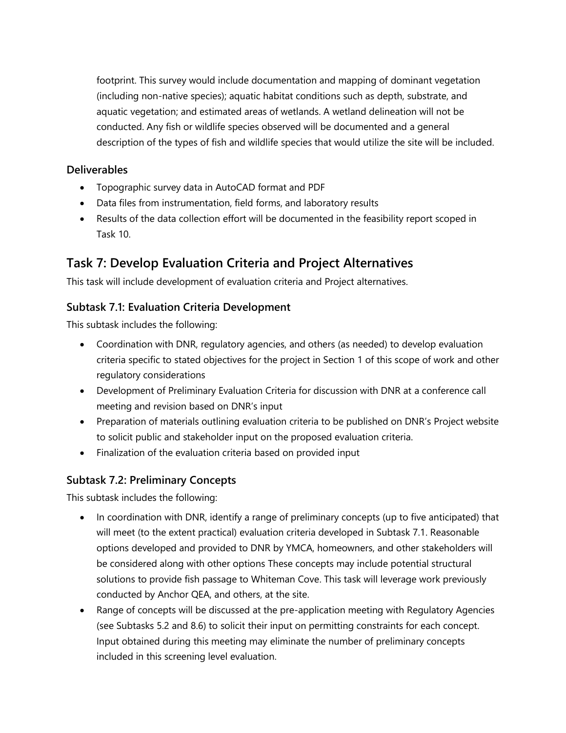footprint. This survey would include documentation and mapping of dominant vegetation (including non-native species); aquatic habitat conditions such as depth, substrate, and aquatic vegetation; and estimated areas of wetlands. A wetland delineation will not be conducted. Any fish or wildlife species observed will be documented and a general description of the types of fish and wildlife species that would utilize the site will be included.

### Deliverables

- Topographic survey data in AutoCAD format and PDF
- Data files from instrumentation, field forms, and laboratory results
- Results of the data collection effort will be documented in the feasibility report scoped in Task 10.

## Task 7: Develop Evaluation Criteria and Project Alternatives

This task will include development of evaluation criteria and Project alternatives.

### Subtask 7.1: Evaluation Criteria Development

This subtask includes the following:

- Coordination with DNR, regulatory agencies, and others (as needed) to develop evaluation criteria specific to stated objectives for the project in Section 1 of this scope of work and other regulatory considerations
- Development of Preliminary Evaluation Criteria for discussion with DNR at a conference call meeting and revision based on DNR's input
- Preparation of materials outlining evaluation criteria to be published on DNR's Project website to solicit public and stakeholder input on the proposed evaluation criteria.
- Finalization of the evaluation criteria based on provided input

### Subtask 7.2: Preliminary Concepts

This subtask includes the following:

- In coordination with DNR, identify a range of preliminary concepts (up to five anticipated) that will meet (to the extent practical) evaluation criteria developed in Subtask 7.1. Reasonable options developed and provided to DNR by YMCA, homeowners, and other stakeholders will be considered along with other options These concepts may include potential structural solutions to provide fish passage to Whiteman Cove. This task will leverage work previously conducted by Anchor QEA, and others, at the site.
- Range of concepts will be discussed at the pre-application meeting with Regulatory Agencies (see Subtasks 5.2 and 8.6) to solicit their input on permitting constraints for each concept. Input obtained during this meeting may eliminate the number of preliminary concepts included in this screening level evaluation.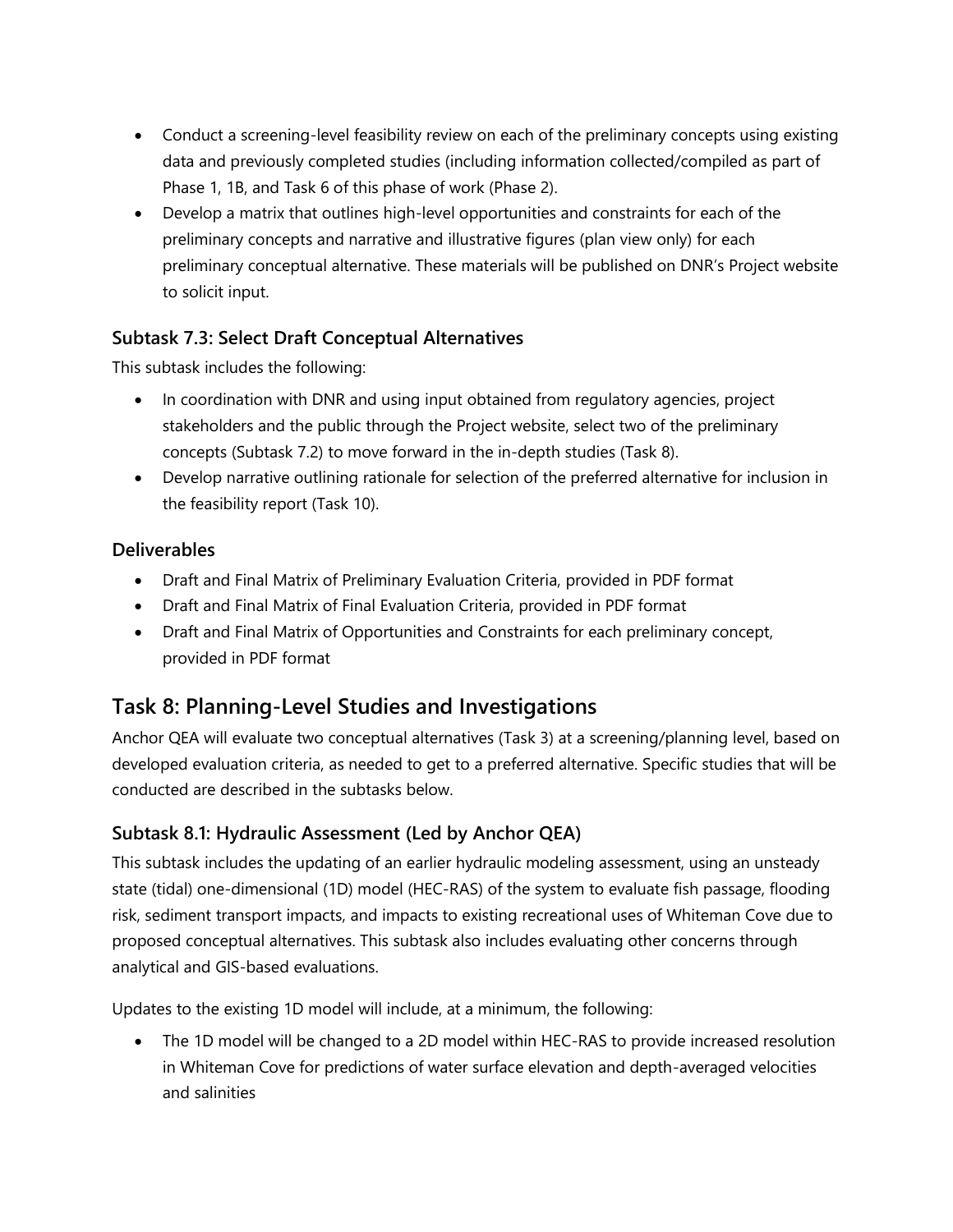- Conduct a screening-level feasibility review on each of the preliminary concepts using existing data and previously completed studies (including information collected/compiled as part of Phase 1, 1B, and Task 6 of this phase of work (Phase 2).
- Develop a matrix that outlines high-level opportunities and constraints for each of the preliminary concepts and narrative and illustrative figures (plan view only) for each preliminary conceptual alternative. These materials will be published on DNR's Project website to solicit input.

### Subtask 7.3: Select Draft Conceptual Alternatives

This subtask includes the following:

- In coordination with DNR and using input obtained from regulatory agencies, project stakeholders and the public through the Project website, select two of the preliminary concepts (Subtask 7.2) to move forward in the in-depth studies (Task 8).
- Develop narrative outlining rationale for selection of the preferred alternative for inclusion in the feasibility report (Task 10).

### Deliverables

- Draft and Final Matrix of Preliminary Evaluation Criteria, provided in PDF format
- Draft and Final Matrix of Final Evaluation Criteria, provided in PDF format
- Draft and Final Matrix of Opportunities and Constraints for each preliminary concept, provided in PDF format

## Task 8: Planning-Level Studies and Investigations

Anchor QEA will evaluate two conceptual alternatives (Task 3) at a screening/planning level, based on developed evaluation criteria, as needed to get to a preferred alternative. Specific studies that will be conducted are described in the subtasks below.

### Subtask 8.1: Hydraulic Assessment (Led by Anchor QEA)

This subtask includes the updating of an earlier hydraulic modeling assessment, using an unsteady state (tidal) one-dimensional (1D) model (HEC-RAS) of the system to evaluate fish passage, flooding risk, sediment transport impacts, and impacts to existing recreational uses of Whiteman Cove due to proposed conceptual alternatives. This subtask also includes evaluating other concerns through analytical and GIS-based evaluations.

Updates to the existing 1D model will include, at a minimum, the following:

- The 1D model will be changed to a 2D model within HEC-RAS to provide increased resolution in Whiteman Cove for predictions of water surface elevation and depth-averaged velocities and salinities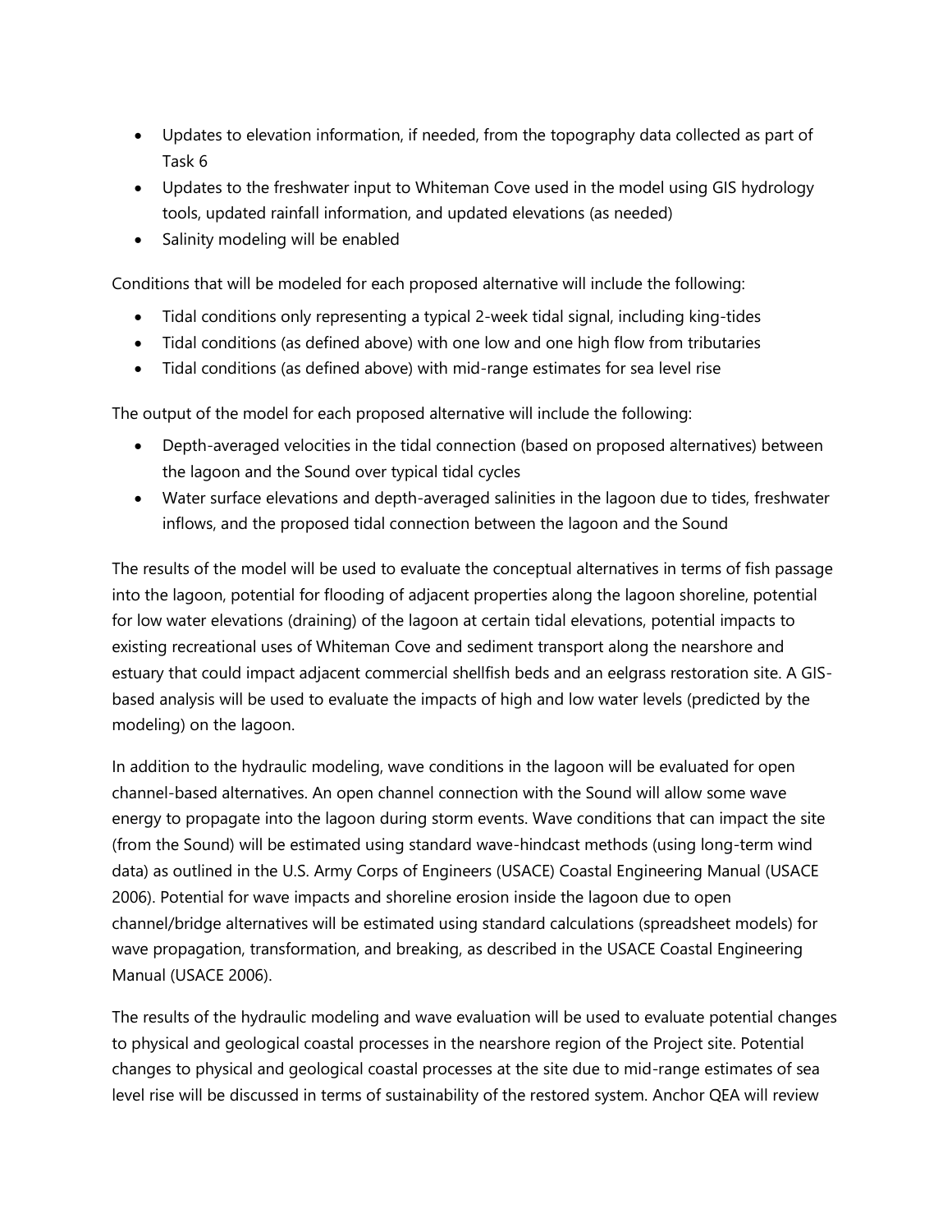- Updates to elevation information, if needed, from the topography data collected as part of Task 6
- Updates to the freshwater input to Whiteman Cove used in the model using GIS hydrology tools, updated rainfall information, and updated elevations (as needed)
- Salinity modeling will be enabled

Conditions that will be modeled for each proposed alternative will include the following:

- Tidal conditions only representing a typical 2-week tidal signal, including king-tides
- Tidal conditions (as defined above) with one low and one high flow from tributaries
- Tidal conditions (as defined above) with mid-range estimates for sea level rise

The output of the model for each proposed alternative will include the following:

- Depth-averaged velocities in the tidal connection (based on proposed alternatives) between the lagoon and the Sound over typical tidal cycles
- Water surface elevations and depth-averaged salinities in the lagoon due to tides, freshwater inflows, and the proposed tidal connection between the lagoon and the Sound

The results of the model will be used to evaluate the conceptual alternatives in terms of fish passage into the lagoon, potential for flooding of adjacent properties along the lagoon shoreline, potential for low water elevations (draining) of the lagoon at certain tidal elevations, potential impacts to existing recreational uses of Whiteman Cove and sediment transport along the nearshore and estuary that could impact adjacent commercial shellfish beds and an eelgrass restoration site. A GIS-based analysis will be used to evaluate the impacts of high and low water levels (predicted by the modeling) on the lagoon.

In addition to the hydraulic modeling, wave conditions in the lagoon will be evaluated for open channel-based alternatives. An open channel connection with the Sound will allow some wave energy to propagate into the lagoon during storm events. Wave conditions that can impact the site (from the Sound) will be estimated using standard wave-hindcast methods (using long-term wind data) as outlined in the U.S. Army Corps of Engineers (USACE) Coastal Engineering Manual (USACE 2006). Potential for wave impacts and shoreline erosion inside the lagoon due to open channel/bridge alternatives will be estimated using standard calculations (spreadsheet models) for wave propagation, transformation, and breaking, as described in the USACE Coastal Engineering Manual (USACE 2006).

The results of the hydraulic modeling and wave evaluation will be used to evaluate potential changes to physical and geological coastal processes in the nearshore region of the Project site. Potential changes to physical and geological coastal processes at the site due to mid-range estimates of sea level rise will be discussed in terms of sustainability of the restored system. Anchor QEA will review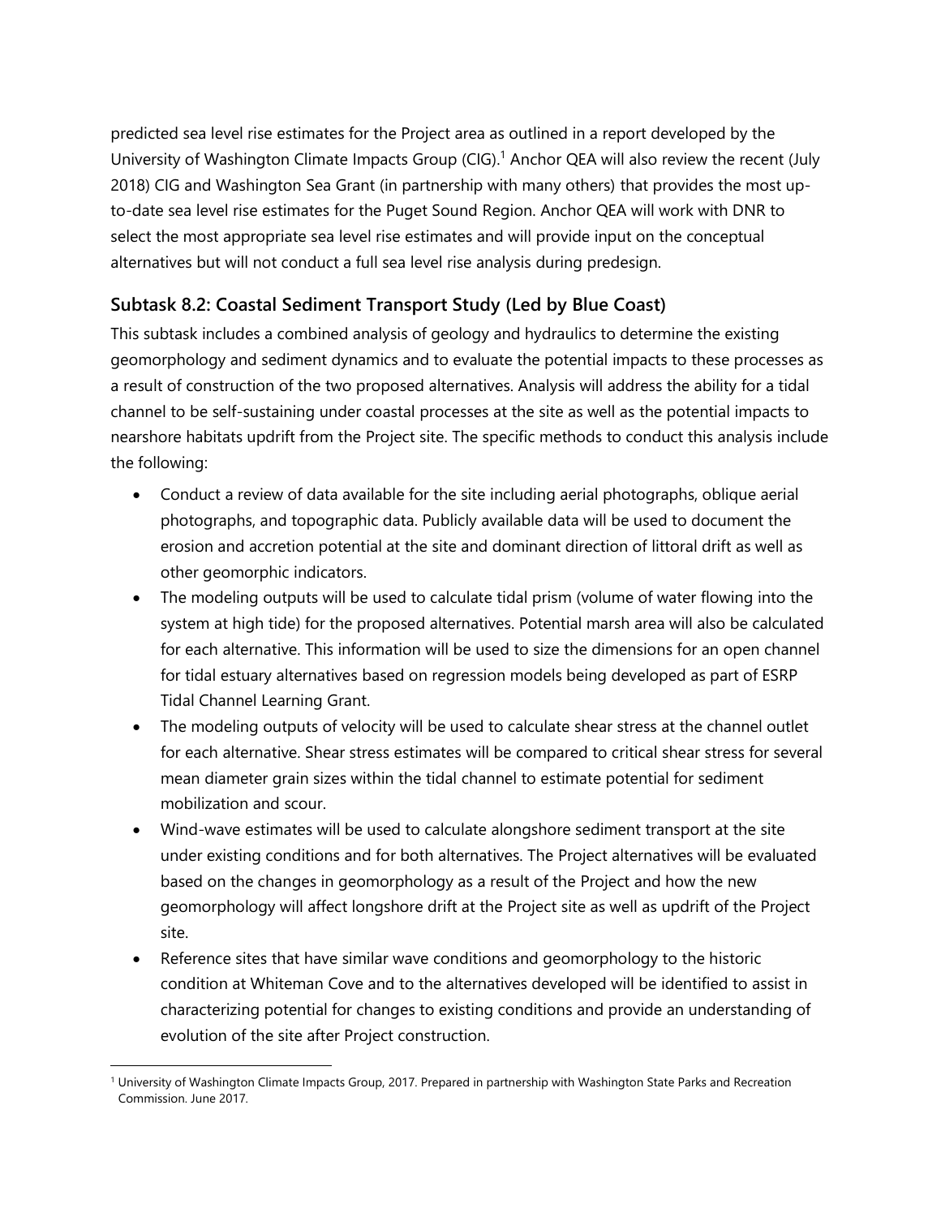predicted sea level rise estimates for the Project area as outlined in a report developed by the University of Washington Climate Impacts Group (CIG).[1] Anchor QEA will also review the recent (July 2018) CIG and Washington Sea Grant (in partnership with many others) that provides the most up-to-date sea level rise estimates for the Puget Sound Region. Anchor QEA will work with DNR to select the most appropriate sea level rise estimates and will provide input on the conceptual alternatives but will not conduct a full sea level rise analysis during predesign.

### Subtask 8.2: Coastal Sediment Transport Study (Led by Blue Coast)

This subtask includes a combined analysis of geology and hydraulics to determine the existing geomorphology and sediment dynamics and to evaluate the potential impacts to these processes as a result of construction of the two proposed alternatives. Analysis will address the ability for a tidal channel to be self-sustaining under coastal processes at the site as well as the potential impacts to nearshore habitats updrift from the Project site. The specific methods to conduct this analysis include the following:

- Conduct a review of data available for the site including aerial photographs, oblique aerial photographs, and topographic data. Publicly available data will be used to document the erosion and accretion potential at the site and dominant direction of littoral drift as well as other geomorphic indicators.
- The modeling outputs will be used to calculate tidal prism (volume of water flowing into the system at high tide) for the proposed alternatives. Potential marsh area will also be calculated for each alternative. This information will be used to size the dimensions for an open channel for tidal estuary alternatives based on regression models being developed as part of ESRP Tidal Channel Learning Grant.
- The modeling outputs of velocity will be used to calculate shear stress at the channel outlet for each alternative. Shear stress estimates will be compared to critical shear stress for several mean diameter grain sizes within the tidal channel to estimate potential for sediment mobilization and scour.
- Wind-wave estimates will be used to calculate alongshore sediment transport at the site under existing conditions and for both alternatives. The Project alternatives will be evaluated based on the changes in geomorphology as a result of the Project and how the new geomorphology will affect longshore drift at the Project site as well as updrift of the Project site.
- Reference sites that have similar wave conditions and geomorphology to the historic condition at Whiteman Cove and to the alternatives developed will be identified to assist in characterizing potential for changes to existing conditions and provide an understanding of evolution of the site after Project construction.

[1] University of Washington Climate Impacts Group, 2017. Prepared in partnership with Washington State Parks and Recreation Commission. June 2017.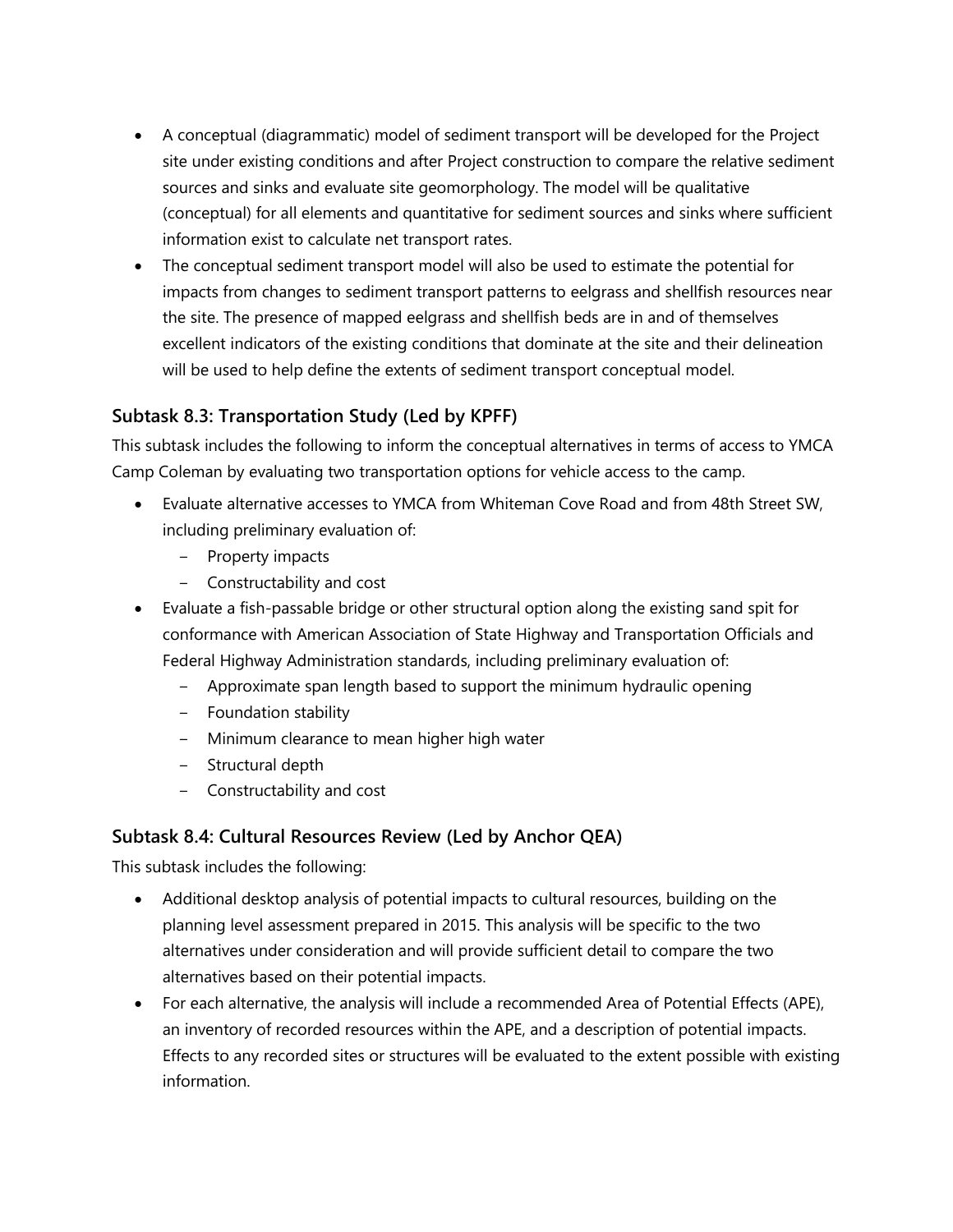- A conceptual (diagrammatic) model of sediment transport will be developed for the Project site under existing conditions and after Project construction to compare the relative sediment sources and sinks and evaluate site geomorphology. The model will be qualitative (conceptual) for all elements and quantitative for sediment sources and sinks where sufficient information exist to calculate net transport rates.
- The conceptual sediment transport model will also be used to estimate the potential for impacts from changes to sediment transport patterns to eelgrass and shellfish resources near the site. The presence of mapped eelgrass and shellfish beds are in and of themselves excellent indicators of the existing conditions that dominate at the site and their delineation will be used to help define the extents of sediment transport conceptual model.

### Subtask 8.3: Transportation Study (Led by KPFF)

This subtask includes the following to inform the conceptual alternatives in terms of access to YMCA Camp Coleman by evaluating two transportation options for vehicle access to the camp.

- Evaluate alternative accesses to YMCA from Whiteman Cove Road and from 48th Street SW, including preliminary evaluation of:
  - Property impacts
  - Constructability and cost
- Evaluate a fish-passable bridge or other structural option along the existing sand spit for conformance with American Association of State Highway and Transportation Officials and Federal Highway Administration standards, including preliminary evaluation of:
  - Approximate span length based to support the minimum hydraulic opening
  - Foundation stability
  - Minimum clearance to mean higher high water
  - Structural depth
  - Constructability and cost

### Subtask 8.4: Cultural Resources Review (Led by Anchor QEA)

This subtask includes the following:

- Additional desktop analysis of potential impacts to cultural resources, building on the planning level assessment prepared in 2015. This analysis will be specific to the two alternatives under consideration and will provide sufficient detail to compare the two alternatives based on their potential impacts.
- For each alternative, the analysis will include a recommended Area of Potential Effects (APE), an inventory of recorded resources within the APE, and a description of potential impacts. Effects to any recorded sites or structures will be evaluated to the extent possible with existing information.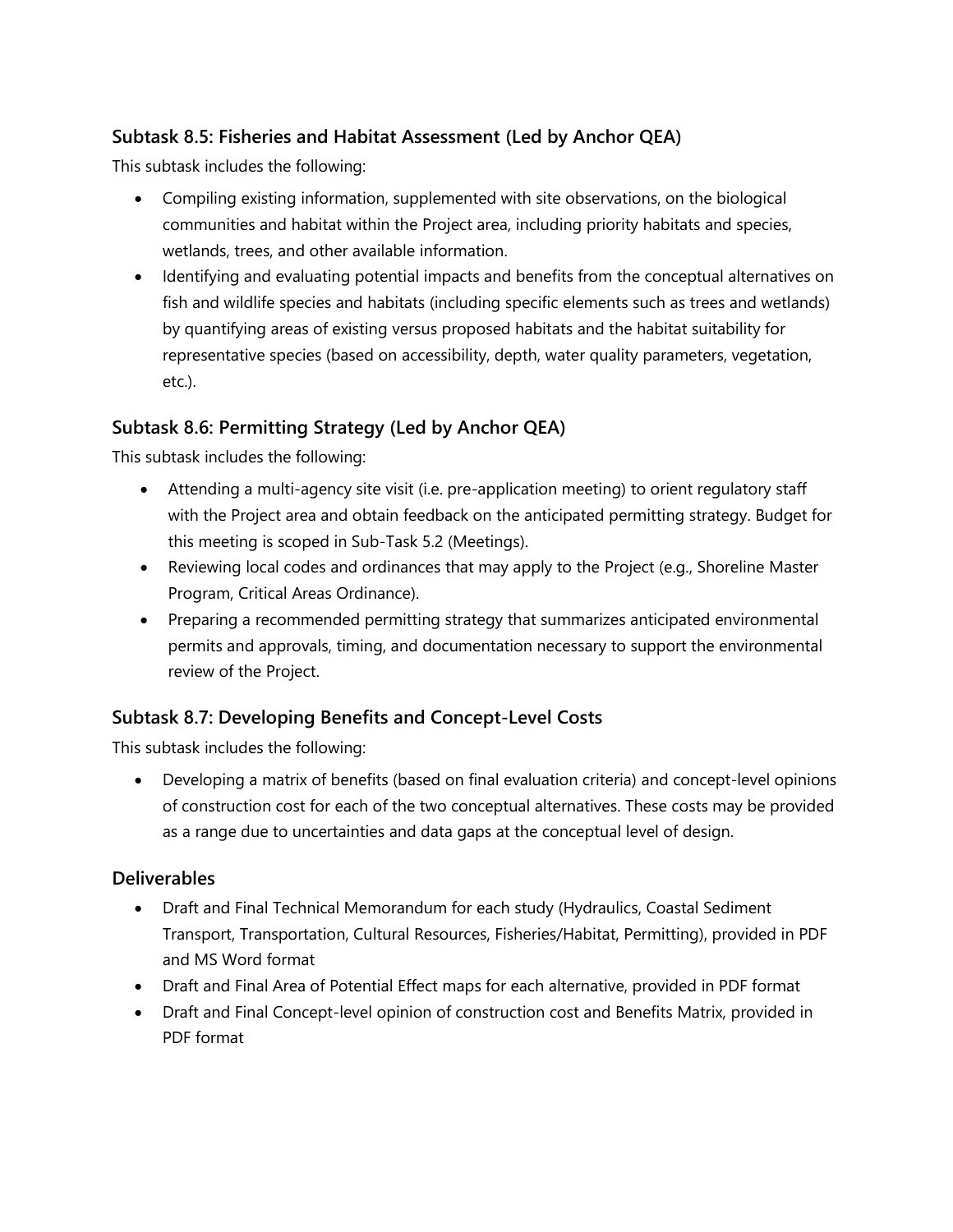### Subtask 8.5: Fisheries and Habitat Assessment (Led by Anchor QEA)

This subtask includes the following:

- Compiling existing information, supplemented with site observations, on the biological communities and habitat within the Project area, including priority habitats and species, wetlands, trees, and other available information.
- Identifying and evaluating potential impacts and benefits from the conceptual alternatives on fish and wildlife species and habitats (including specific elements such as trees and wetlands) by quantifying areas of existing versus proposed habitats and the habitat suitability for representative species (based on accessibility, depth, water quality parameters, vegetation, etc.).

### Subtask 8.6: Permitting Strategy (Led by Anchor QEA)

This subtask includes the following:

- Attending a multi-agency site visit (i.e. pre-application meeting) to orient regulatory staff with the Project area and obtain feedback on the anticipated permitting strategy. Budget for this meeting is scoped in Sub-Task 5.2 (Meetings).
- Reviewing local codes and ordinances that may apply to the Project (e.g., Shoreline Master Program, Critical Areas Ordinance).
- Preparing a recommended permitting strategy that summarizes anticipated environmental permits and approvals, timing, and documentation necessary to support the environmental review of the Project.

### Subtask 8.7: Developing Benefits and Concept-Level Costs

This subtask includes the following:

- Developing a matrix of benefits (based on final evaluation criteria) and concept-level opinions of construction cost for each of the two conceptual alternatives. These costs may be provided as a range due to uncertainties and data gaps at the conceptual level of design.

### Deliverables

- Draft and Final Technical Memorandum for each study (Hydraulics, Coastal Sediment Transport, Transportation, Cultural Resources, Fisheries/Habitat, Permitting), provided in PDF and MS Word format
- Draft and Final Area of Potential Effect maps for each alternative, provided in PDF format
- Draft and Final Concept-level opinion of construction cost and Benefits Matrix, provided in PDF format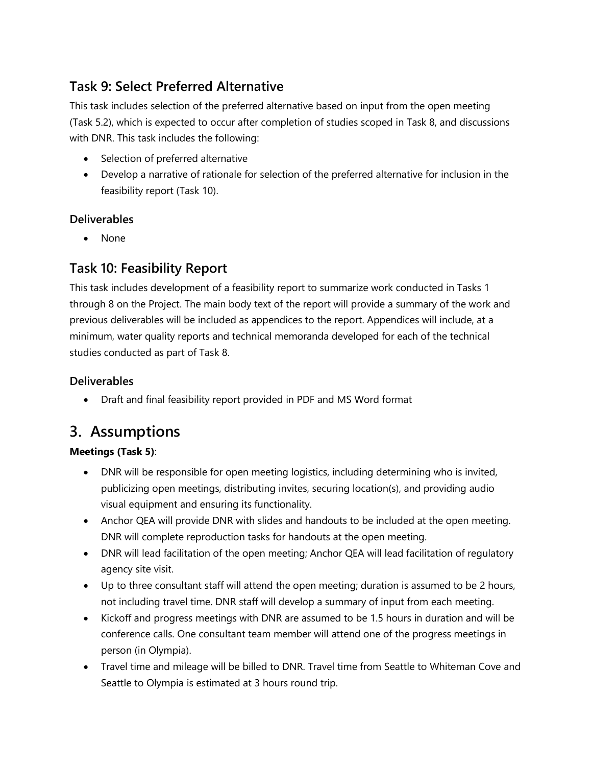## Task 9: Select Preferred Alternative

This task includes selection of the preferred alternative based on input from the open meeting (Task 5.2), which is expected to occur after completion of studies scoped in Task 8, and discussions with DNR. This task includes the following:

- Selection of preferred alternative
- Develop a narrative of rationale for selection of the preferred alternative for inclusion in the feasibility report (Task 10).

### Deliverables

- None

## Task 10: Feasibility Report

This task includes development of a feasibility report to summarize work conducted in Tasks 1 through 8 on the Project. The main body text of the report will provide a summary of the work and previous deliverables will be included as appendices to the report. Appendices will include, at a minimum, water quality reports and technical memoranda developed for each of the technical studies conducted as part of Task 8.

### Deliverables

- Draft and final feasibility report provided in PDF and MS Word format

# 3. Assumptions

**Meetings (Task 5)**:

- DNR will be responsible for open meeting logistics, including determining who is invited, publicizing open meetings, distributing invites, securing location(s), and providing audio visual equipment and ensuring its functionality.
- Anchor QEA will provide DNR with slides and handouts to be included at the open meeting. DNR will complete reproduction tasks for handouts at the open meeting.
- DNR will lead facilitation of the open meeting; Anchor QEA will lead facilitation of regulatory agency site visit.
- Up to three consultant staff will attend the open meeting; duration is assumed to be 2 hours, not including travel time. DNR staff will develop a summary of input from each meeting.
- Kickoff and progress meetings with DNR are assumed to be 1.5 hours in duration and will be conference calls. One consultant team member will attend one of the progress meetings in person (in Olympia).
- Travel time and mileage will be billed to DNR. Travel time from Seattle to Whiteman Cove and Seattle to Olympia is estimated at 3 hours round trip.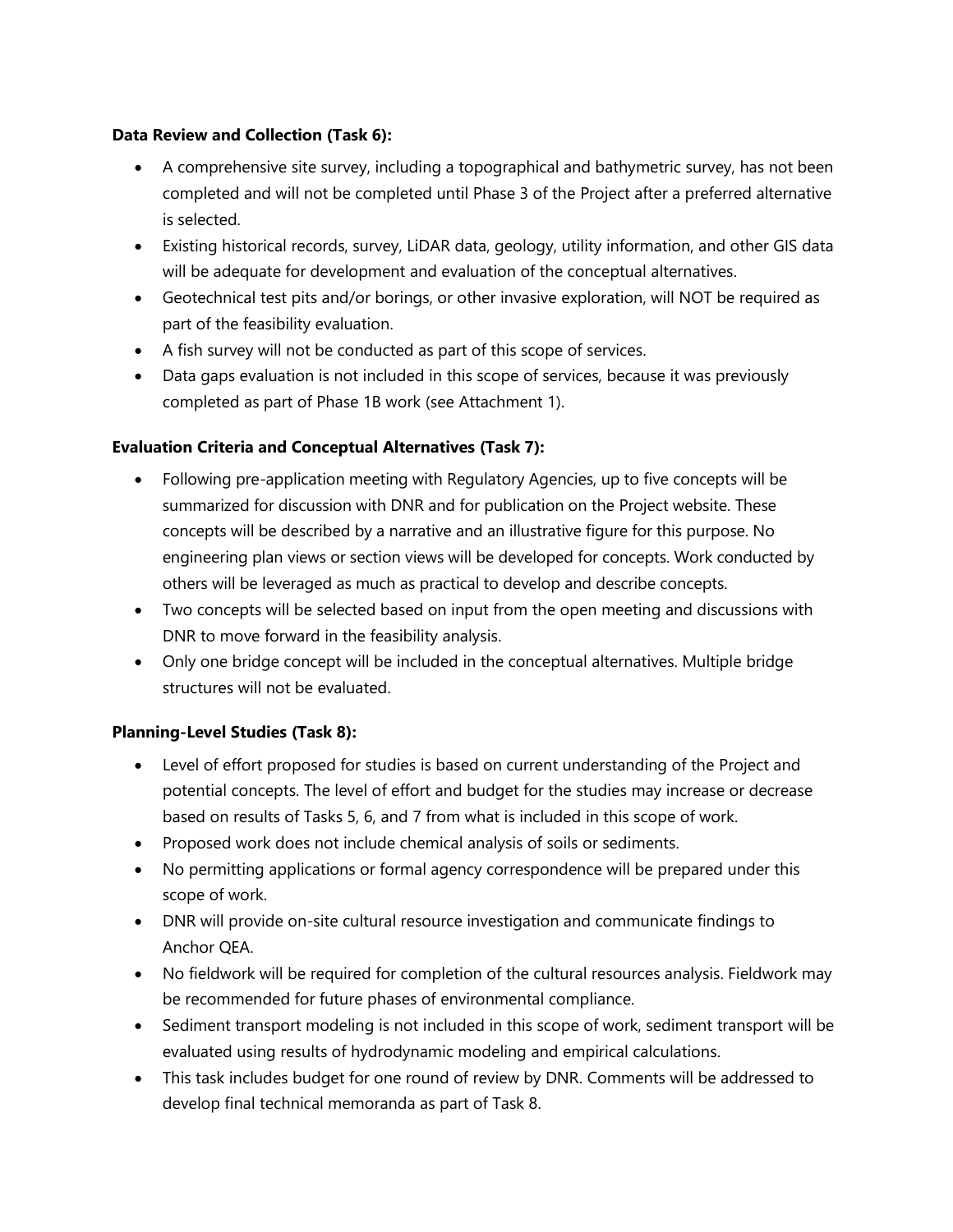**Data Review and Collection (Task 6):**

- A comprehensive site survey, including a topographical and bathymetric survey, has not been completed and will not be completed until Phase 3 of the Project after a preferred alternative is selected.
- Existing historical records, survey, LiDAR data, geology, utility information, and other GIS data will be adequate for development and evaluation of the conceptual alternatives.
- Geotechnical test pits and/or borings, or other invasive exploration, will NOT be required as part of the feasibility evaluation.
- A fish survey will not be conducted as part of this scope of services.
- Data gaps evaluation is not included in this scope of services, because it was previously completed as part of Phase 1B work (see Attachment 1).

**Evaluation Criteria and Conceptual Alternatives (Task 7):**

- Following pre-application meeting with Regulatory Agencies, up to five concepts will be summarized for discussion with DNR and for publication on the Project website. These concepts will be described by a narrative and an illustrative figure for this purpose. No engineering plan views or section views will be developed for concepts. Work conducted by others will be leveraged as much as practical to develop and describe concepts.
- Two concepts will be selected based on input from the open meeting and discussions with DNR to move forward in the feasibility analysis.
- Only one bridge concept will be included in the conceptual alternatives. Multiple bridge structures will not be evaluated.

**Planning-Level Studies (Task 8):**

- Level of effort proposed for studies is based on current understanding of the Project and potential concepts. The level of effort and budget for the studies may increase or decrease based on results of Tasks 5, 6, and 7 from what is included in this scope of work.
- Proposed work does not include chemical analysis of soils or sediments.
- No permitting applications or formal agency correspondence will be prepared under this scope of work.
- DNR will provide on-site cultural resource investigation and communicate findings to Anchor QEA.
- No fieldwork will be required for completion of the cultural resources analysis. Fieldwork may be recommended for future phases of environmental compliance.
- Sediment transport modeling is not included in this scope of work, sediment transport will be evaluated using results of hydrodynamic modeling and empirical calculations.
- This task includes budget for one round of review by DNR. Comments will be addressed to develop final technical memoranda as part of Task 8.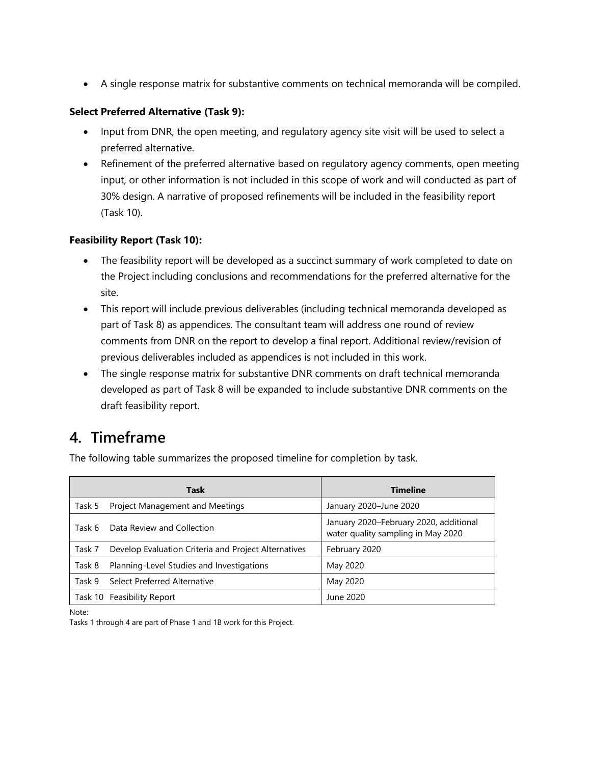- A single response matrix for substantive comments on technical memoranda will be compiled.

**Select Preferred Alternative (Task 9):**

- Input from DNR, the open meeting, and regulatory agency site visit will be used to select a preferred alternative.
- Refinement of the preferred alternative based on regulatory agency comments, open meeting input, or other information is not included in this scope of work and will conducted as part of 30% design. A narrative of proposed refinements will be included in the feasibility report (Task 10).

**Feasibility Report (Task 10):**

- The feasibility report will be developed as a succinct summary of work completed to date on the Project including conclusions and recommendations for the preferred alternative for the site.
- This report will include previous deliverables (including technical memoranda developed as part of Task 8) as appendices. The consultant team will address one round of review comments from DNR on the report to develop a final report. Additional review/revision of previous deliverables included as appendices is not included in this work.
- The single response matrix for substantive DNR comments on draft technical memoranda developed as part of Task 8 will be expanded to include substantive DNR comments on the draft feasibility report.

## 4. Timeframe

The following table summarizes the proposed timeline for completion by task.

| Task | Timeline |
|---|---|
| Task 5 Project Management and Meetings | January 2020–June 2020 |
| Task 6 Data Review and Collection | January 2020–February 2020, additional water quality sampling in May 2020 |
| Task 7 Develop Evaluation Criteria and Project Alternatives | February 2020 |
| Task 8 Planning-Level Studies and Investigations | May 2020 |
| Task 9 Select Preferred Alternative | May 2020 |
| Task 10 Feasibility Report | June 2020 |

Note:
Tasks 1 through 4 are part of Phase 1 and 1B work for this Project.